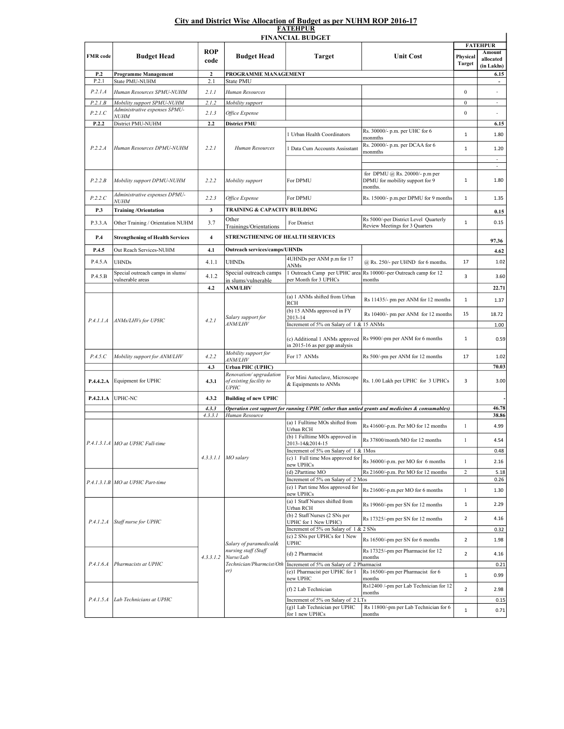# City and District Wise Allocation of Budget as per NUHM ROP 2016-17

## FATEHPUR

### FINANCIAL BUDGET

| FMR code | Budget Head | ROP code | Budget Head | Target | Unit Cost | FATEHPUR Physical Target | FATEHPUR Amount allocated (in Lakhs) |
|---|---|---|---|---|---|---|---|
| **P.2** | **Programme Management** | **2** | **PROGRAMME MANAGEMENT** | | | | **6.15** |
| P.2.1 | State PMU-NUHM | 2.1 | State PMU | | | | - |
| *P.2.1.A* | *Human Resources SPMU-NUHM* | *2.1.1* | *Human Resources* | | | 0 | - |
| *P.2.1.B* | *Mobility support SPMU-NUHM* | *2.1.2* | *Mobility support* | | | 0 | - |
| *P.2.1.C* | *Administrative expenses SPMU-NUHM* | *2.1.3* | *Office Expense* | | | 0 | - |
| **P.2.2** | District PMU-NUHM | **2.2** | **District PMU** | | | | **6.15** |
| *P.2.2.A* | *Human Resources DPMU-NUHM* | *2.2.1* | *Human Resources* | 1 Urban Health Coordinators | Rs. 30000/- p.m. per UHC for 6 monmths | 1 | 1.80 |
| | | | | 1 Data Cum Accounts Assisstant | Rs. 20000/- p.m. per DCAA for 6 monmths | 1 | 1.20 |
| | | | | | | | - |
| | | | | | | | - |
| *P.2.2.B* | *Mobility support DPMU-NUHM* | *2.2.2* | *Mobility support* | For DPMU | for DPMU @ Rs. 20000/- p.m per DPMU for mobility support for 9 months. | 1 | 1.80 |
| *P.2.2.C* | *Administrative expenses DPMU-NUHM* | *2.2.3* | *Office Expense* | For DPMU | Rs. 15000/- p.m.per DPMU for 9 months | 1 | 1.35 |
| **P.3** | **Training /Orientation** | **3** | **TRAINING & CAPACITY BUILDING** | | | | **0.15** |
| P.3.3.A | Other Training / Orientation NUHM | 3.7 | Other Trainings/Orientations | For District | Rs 5000/-per District Level Quarterly Review Meetings for 3 Quarters | 1 | 0.15 |
| **P.4** | **Strengthening of Health Services** | **4** | **STRENGTHENING OF HEALTH SERVICES** | | | | **97.36** |
| **P.4.5** | Out Reach Services-NUHM | **4.1** | **Outreach services/camps/UHNDs** | | | | **4.62** |
| P.4.5.A | UHNDs | 4.1.1 | UHNDs | 4UHNDs per ANM p.m for 17 ANMs | @ Rs. 250/- per UHND for 6 months. | 17 | 1.02 |
| P.4.5.B | Special outreach camps in slums/ vulnerable areas | 4.1.2 | Special outreach camps in slums/vulnerable | 1 Outreach Camp per UPHC area per Month for 3 UPHCs | Rs 10000/-per Outreach camp for 12 months | 3 | 3.60 |
| | | **4.2** | **ANM/LHV** | | | | **22.71** |
| *P.4.1.1.A* | *ANMs/LHVs for UPHC* | *4.2.1* | *Salary support for ANM/LHV* | (a) 1 ANMs shifted from Urban RCH | Rs 11435/- pm per ANM for 12 months | 1 | 1.37 |
| | | | | (b) 15 ANMs approved in FY 2013-14 | Rs 10400/- pm per ANM for 12 months | 15 | 18.72 |
| | | | | Increment of 5% on Salary of 1 & 15 ANMs | | | 1.00 |
| | | | | (c) Additional 1 ANMs approved in 2015-16 as per gap analysis | Rs 9900/-pm per ANM for 6 months | 1 | 0.59 |
| *P.4.5.C* | *Mobility support for ANM/LHV* | *4.2.2* | *Mobility support for ANM/LHV* | For 17 ANMs | Rs 500/-pm per ANM for 12 months | 17 | 1.02 |
| | | **4.3** | **Urban PHC (UPHC)** | | | | **70.03** |
| **P.4.4.2.A** | Equipment for UPHC | **4.3.1** | *Renovation/ upgradation of existing facility to UPHC* | For Mini Autoclave, Microscope & Equipments to ANMs | Rs. 1.00 Lakh per UPHC for 3 UPHCs | 3 | 3.00 |
| **P.4.2.1.A** | UPHC-NC | **4.3.2** | **Building of new UPHC** | | | | - |
| | | *4.3.3* | ***Operation cost support for running UPHC (other than untied grants and medicines & consumables)*** | | | | **46.78** |
| | | *4.3.3.1* | *Human Resource* | | | | **38.86** |
| *P.4.1.3.1.A* | *MO at UPHC Full-time* | *4.3.3.1.1* | *MO salary* | (a) 1 Fulltime MOs shifted from Urban RCH | Rs 41600/-p.m. Per MO for 12 months | 1 | 4.99 |
| | | | | (b) 1 Fulltime MOs approved in 2013-14&2014-15 | Rs 37800/month/MO for 12 months | 1 | 4.54 |
| | | | | Increment of 5% on Salary of 1 & 1Mos | | | 0.48 |
| | | | | (c) 1 Full time Mos approved for new UPHCs | Rs 36000/-p.m. per MO for 6 months | 1 | 2.16 |
| *P.4.1.3.1.B* | *MO at UPHC Part-time* | | | (d) 2Parttime MO | Rs 21600/-p.m. Per MO for 12 months | 2 | 5.18 |
| | | | | Increment of 5% on Salary of 2 Mos | | | 0.26 |
| | | | | (e) 1 Part time Mos approved for new UPHCs | Rs 21600/-p.m.per MO for 6 months | 1 | 1.30 |
| *P.4.1.2.A* | *Staff nurse for UPHC* | *4.3.3.1.2* | *Salary of paramedical& nursing staff (Staff Nurse/Lab Technician/Pharmcist/Other)* | (a) 1 Staff Nurses shifted from Urban RCH | Rs 19060/-pm per SN for 12 months | 1 | 2.29 |
| | | | | (b) 2 Staff Nurses (2 SNs per UPHC for 1 New UPHC) | Rs 17325/-pm per SN for 12 months | 2 | 4.16 |
| | | | | Increment of 5% on Salary of 1 & 2 SNs | | | 0.32 |
| | | | | (c) 2 SNs per UPHCs for 1 New UPHC | Rs 16500/-pm per SN for 6 months | 2 | 1.98 |
| *P.4.1.6.A* | *Pharmacists at UPHC* | | | (d) 2 Pharmacist | Rs 17325/-pm per Pharmacist for 12 months | 2 | 4.16 |
| | | | | Increment of 5% on Salary of 2 Pharmacist | | | 0.21 |
| | | | | (e)1 Pharmacist per UPHC for 1 new UPHC | Rs 16500/-pm per Pharmacist for 6 months | 1 | 0.99 |
| *P.4.1.5.A* | *Lab Technicians at UPHC* | | | (f) 2 Lab Technician | Rs12400 /-pm per Lab Technician for 12 months | 2 | 2.98 |
| | | | | Increment of 5% on Salary of 2 LTs | | | 0.15 |
| | | | | (g)1 Lab Technician per UPHC for 1 new UPHCs | Rs 11800/-pm per Lab Technician for 6 months | 1 | 0.71 |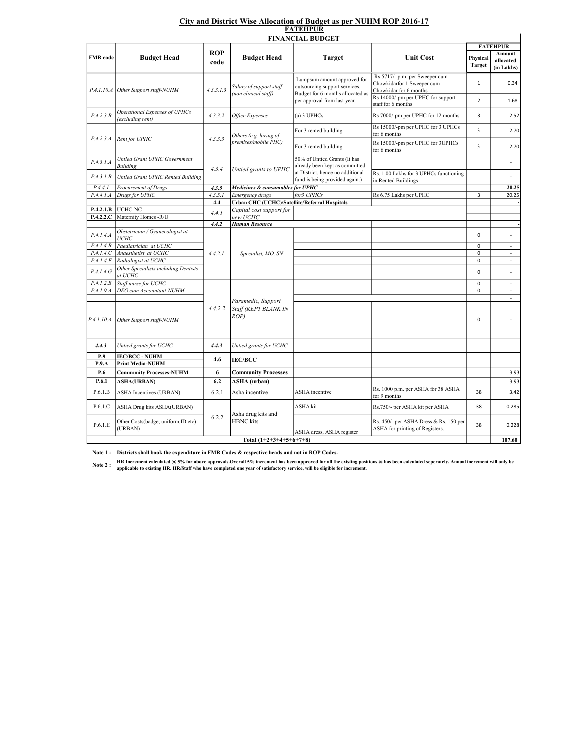## City and District Wise Allocation of Budget as per NUHM ROP 2016-17

### FATEHPUR

### FINANCIAL BUDGET

| FMR code | Budget Head | ROP code | Budget Head | Target | Unit Cost | FATEHPUR Physical Target | FATEHPUR Amount allocated (in Lakhs) |
|---|---|---|---|---|---|---|---|
| P.4.1.10.A | Other Support staff-NUHM | 4.3.3.1.3 | Salary of support staff (non clinical staff) | Lumpsum amount approved for outsourcing support services. Budget for 6 months allocated as per approval from last year. | Rs 5717/- p.m. per Sweeper cum Chowkidarfor 1 Sweeper cum Chowkidar for 6 months | 1 | 0.34 |
| | | | | | Rs 14000/-pm per UPHC for support staff for 6 months | 2 | 1.68 |
| P.4.2.3.B | Operational Expenses of UPHCs (excluding rent) | 4.3.3.2 | Office Expenses | (a) 3 UPHCs | Rs 7000/-pm per UPHC for 12 months | 3 | 2.52 |
| P.4.2.3.A | Rent for UPHC | 4.3.3.3 | Others (e.g. hiring of premises/mobile PHC) | For 3 rented building | Rs 15000/-pm per UPHC for 3 UPHCs for 6 months | 3 | 2.70 |
| | | | | For 3 rented building | Rs 15000/-pm per UPHC for 3UPHCs for 6 months | 3 | 2.70 |
| P.4.3.1.A | Untied Grant UPHC Government Building | 4.3.4 | Untied grants to UPHC | 50% of Untied Grants (It has already been kept as committed at District, hence no additional fund is being provided again.) | | | - |
| P.4.3.1.B | Untied Grant UPHC Rented Building | | | | Rs. 1.00 Lakhs for 3 UPHCs functioning in Rented Buildings | | - |
| P.4.4.1 | Procurement of Drugs | 4.3.5 | Medicines & consumables for UPHC | | | | 20.25 |
| P.4.4.1.A | Drugs for UPHC | 4.3.5.1 | Emergency drugs | for3 UPHCs | Rs 6.75 Lakhs per UPHC | 3 | 20.25 |
| | | 4.4 | Urban CHC (UCHC)/Satellite/Referral Hospitals | | | | - |
| P.4.2.1.B | UCHC-NC | 4.4.1 | Capital cost support for new UCHC | | | | - |
| P.4.2.2.C | Maternity Homes -R/U | | | | | | - |
| | | 4.4.2 | Human Resource | | | | - |
| P.4.1.4.A | Obstetrician / Gyanecologist at UCHC | 4.4.2.1 | Specialist, MO, SN | | | 0 | - |
| P.4.1.4.B | Paediatrician at UCHC | | | | | 0 | - |
| P.4.1.4.C | Anaesthetist at UCHC | | | | | 0 | - |
| P.4.1.4.F | Radiologist at UCHC | | | | | 0 | - |
| P.4.1.4.G | Other Specialists including Dentists at UCHC | | | | | 0 | - |
| P.4.1.2.B | Staff nurse for UCHC | 4.4.2.2 | Paramedic, Support Staff (KEPT BLANK IN ROP) | | | 0 | - |
| P.4.1.9.A | DEO cum Accountant-NUHM | | | | | 0 | - |
| | | | | | | | - |
| P.4.1.10.A | Other Support staff-NUHM | | | | | 0 | - |
| 4.4.3 | Untied grants for UCHC | 4.4.3 | Untied grants for UCHC | | | | |
| P.9 | IEC/BCC - NUHM | 4.6 | IEC/BCC | | | | |
| P.9.A | Print Media-NUHM | | | | | | |
| P.6 | Community Processes-NUHM | 6 | Community Processes | | | | 3.93 |
| P.6.1 | ASHA(URBAN) | 6.2 | ASHA (urban) | | | | 3.93 |
| P.6.1.B | ASHA Incentives (URBAN) | 6.2.1 | Asha incentive | ASHA incentive | Rs. 1000 p.m. per ASHA for 38 ASHA for 9 months | 38 | 3.42 |
| P.6.1.C | ASHA Drug kits ASHA(URBAN) | 6.2.2 | Asha drug kits and HBNC kits | ASHA kit | Rs.750/- per ASHA kit per ASHA | 38 | 0.285 |
| P.6.1.E | Other Costs(badge, uniform,ID etc) (URBAN) | | | ASHA dress, ASHA register | Rs. 450/- per ASHA Dress & Rs. 150 per ASHA for printing of Registers. | 38 | 0.228 |
| | | | | Total (1+2+3+4+5+6+7+8) | | | 107.60 |

**Note 1 :** **Districts shall book the expenditure in FMR Codes & respective heads and not in ROP Codes.**

**Note 2 :** **HR Increment calculated @ 5% for above approvals.Overall 5% increment has been approved for all the existing positions & has been calculated seperately. Annual increment will only be applicable to existing HR. HR/Staff who have completed one year of satisfactory service, will be eligible for increment.**